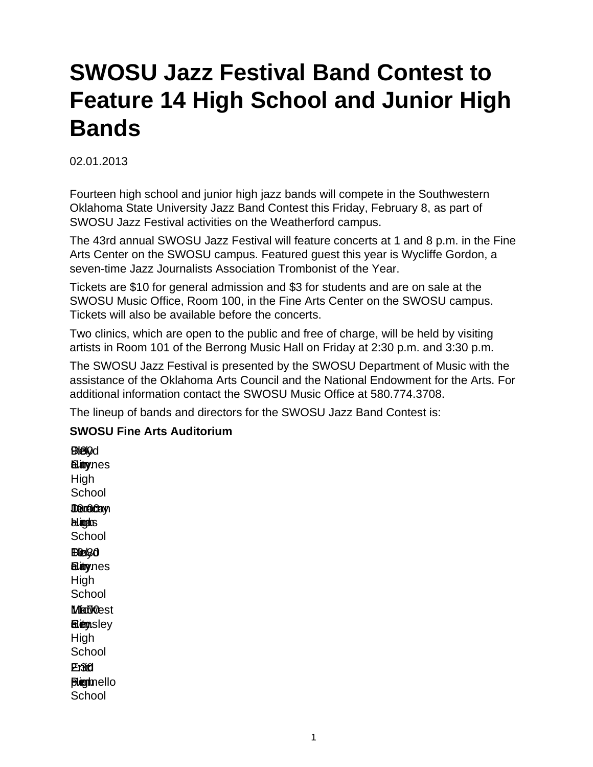# SWOSU Jazz Festival Band Contest to Feature 14 High School and Junior High Bands

02.01.2013

Fourteen high school and junior high jazz bands will compete in the Southwestern Oklahoma State University Jazz Band Contest this Friday, February 8, as part of SWOSU Jazz Festival activities on the Weatherford campus.

The 43rd annual SWOSU Jazz Festival will feature concerts at 1 and 8 p.m. in the Fine Arts Center on the SWOSU campus. Featured guest this year is Wycliffe Gordon, a seven-time Jazz Journalists Association Trombonist of the Year.

Tickets are $10 for general admission and $3 for students and are on sale at the SWOSU Music Office, Room 100, in the Fine Arts Center on the SWOSU campus. Tickets will also be available before the concerts.

Two clinics, which are open to the public and free of charge, will be held by visiting artists in Room 101 of the Berrong Music Hall on Friday at 2:30 p.m. and 3:30 p.m.

The SWOSU Jazz Festival is presented by the SWOSU Department of Music with the assistance of the Oklahoma Arts Council and the National Endowment for the Arts. For additional information contact the SWOSU Music Office at 580.774.3708.

The lineup of bands and directors for the SWOSU Jazz Band Contest is:

**SWOSU Fine Arts Auditorium**

| Time | Band | Director |
|---|---|---|
| 9:00 a.m. | Elk City High School | Floyd Gaynes |
| 10:00 a.m. | Duncan High School | Jeremy Lucas |
| 10:30 a.m. | Elk City High School | Floyd Gaynes |
| 11:00 a.m. | Midwest City High School | Mac Emsley |
| 2:30 p.m. | Enid High School | Ed Piamello |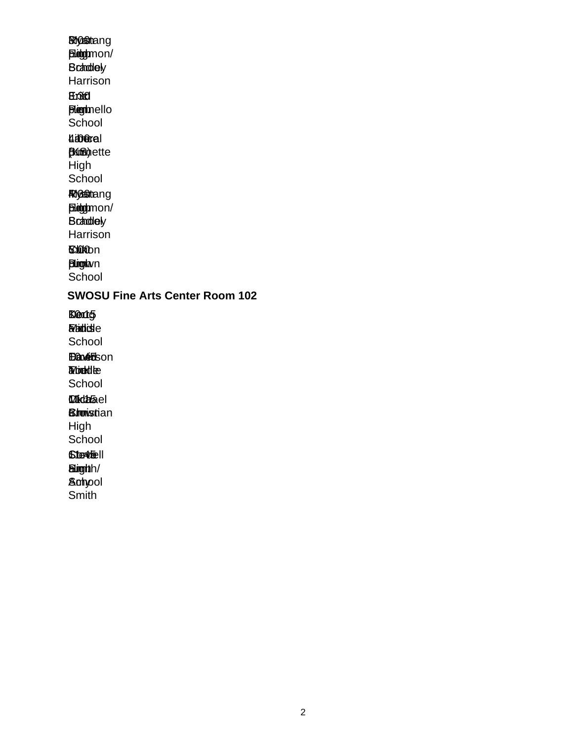| | | |
|---|---|---|
| 3:00 pm | Mustang High School | Ryan Pullmon/ Bradley Harrison |
| 3:30 pm | Enid High School | Jim Pannello |
| 4:00 pm | Liberal (KS) High School | Aaron Burnette |
| 4:30 pm | Mustang High School | Ryan Pullmon/ Bradley Harrison |
| 5:00 pm | Elgin High School | Colton Brown |

**SWOSU Fine Arts Center Room 102**

| | | |
|---|---|---|
| 10:15 am | Yukon Middle School | Doug Farris |
| 10:45 am | Emerson Middle School | Tina Wood |
| 11:15 am | OKC Christian High School | Michael Brown |
| 11:45 am | Stroud High School | Steve Smith/ Amy Smith |